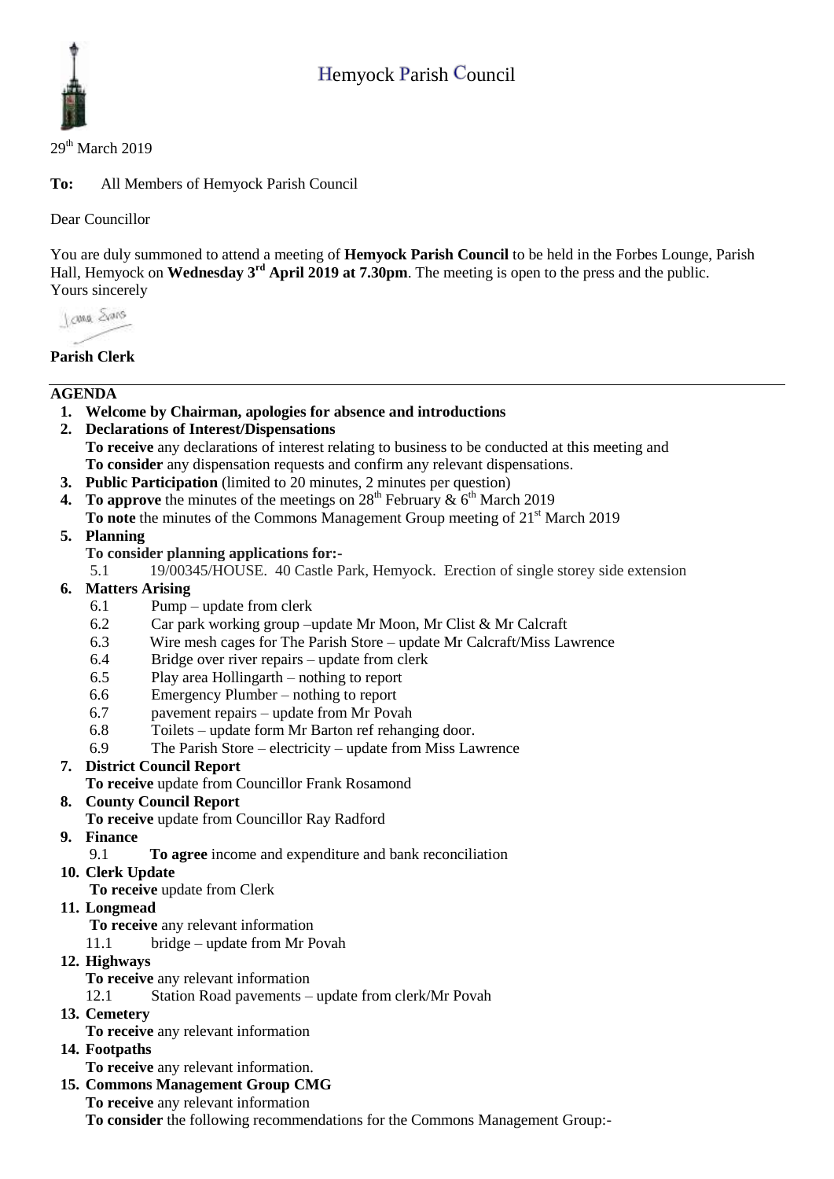# Hemyock Parish Council

29th March 2019

**To:** All Members of Hemyock Parish Council

Dear Councillor

You are duly summoned to attend a meeting of **Hemyock Parish Council** to be held in the Forbes Lounge, Parish Hall, Hemyock on **Wednesday 3rd April 2019 at 7.30pm**. The meeting is open to the press and the public.
Yours sincerely

**Parish Clerk**

---

## AGENDA

1. **Welcome by Chairman, apologies for absence and introductions**
2. **Declarations of Interest/Dispensations**
   **To receive** any declarations of interest relating to business to be conducted at this meeting and
   **To consider** any dispensation requests and confirm any relevant dispensations.
3. **Public Participation** (limited to 20 minutes, 2 minutes per question)
4. **To approve** the minutes of the meetings on 28th February & 6th March 2019
   **To note** the minutes of the Commons Management Group meeting of 21st March 2019
5. **Planning**
   **To consider planning applications for:-**
   - 5.1 19/00345/HOUSE. 40 Castle Park, Hemyock. Erection of single storey side extension
6. **Matters Arising**
   - 6.1 Pump – update from clerk
   - 6.2 Car park working group –update Mr Moon, Mr Clist & Mr Calcraft
   - 6.3 Wire mesh cages for The Parish Store – update Mr Calcraft/Miss Lawrence
   - 6.4 Bridge over river repairs – update from clerk
   - 6.5 Play area Hollingarth – nothing to report
   - 6.6 Emergency Plumber – nothing to report
   - 6.7 pavement repairs – update from Mr Povah
   - 6.8 Toilets – update form Mr Barton ref rehanging door.
   - 6.9 The Parish Store – electricity – update from Miss Lawrence
7. **District Council Report**
   **To receive** update from Councillor Frank Rosamond
8. **County Council Report**
   **To receive** update from Councillor Ray Radford
9. **Finance**
   - 9.1 **To agree** income and expenditure and bank reconciliation
10. **Clerk Update**
    **To receive** update from Clerk
11. **Longmead**
    **To receive** any relevant information
    - 11.1 bridge – update from Mr Povah
12. **Highways**
    **To receive** any relevant information
    - 12.1 Station Road pavements – update from clerk/Mr Povah
13. **Cemetery**
    **To receive** any relevant information
14. **Footpaths**
    **To receive** any relevant information.
15. **Commons Management Group CMG**
    **To receive** any relevant information
    **To consider** the following recommendations for the Commons Management Group:-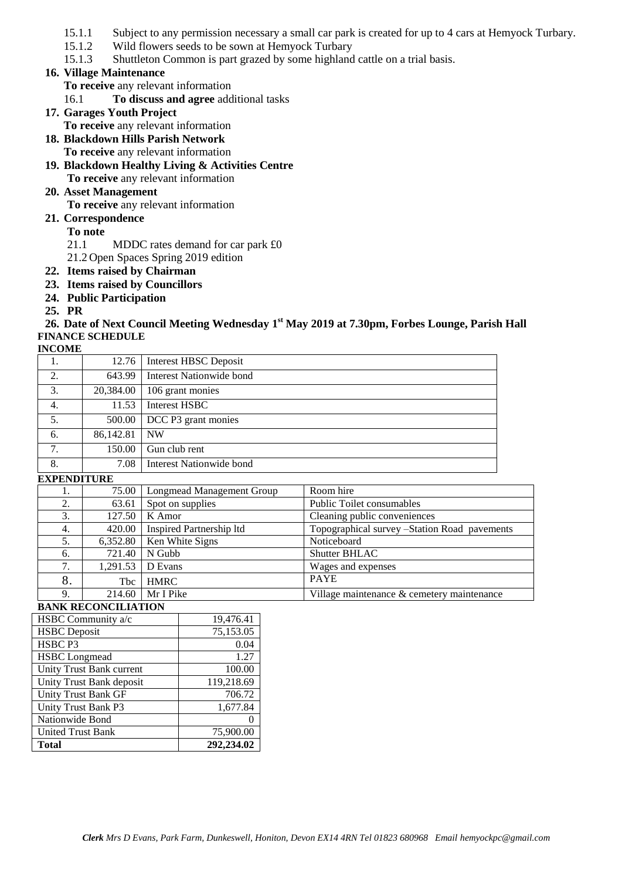15.1.1 Subject to any permission necessary a small car park is created for up to 4 cars at Hemyock Turbary.

15.1.2 Wild flowers seeds to be sown at Hemyock Turbary

15.1.3 Shuttleton Common is part grazed by some highland cattle on a trial basis.

**16. Village Maintenance**

**To receive** any relevant information

16.1 **To discuss and agree** additional tasks

**17. Garages Youth Project**

**To receive** any relevant information

**18. Blackdown Hills Parish Network**

**To receive** any relevant information

**19. Blackdown Healthy Living & Activities Centre**

**To receive** any relevant information

**20. Asset Management**

**To receive** any relevant information

**21. Correspondence**

**To note**

21.1 MDDC rates demand for car park £0

21.2 Open Spaces Spring 2019 edition

**22. Items raised by Chairman**

**23. Items raised by Councillors**

**24. Public Participation**

**25. PR**

**26. Date of Next Council Meeting Wednesday 1st May 2019 at 7.30pm, Forbes Lounge, Parish Hall**

**FINANCE SCHEDULE**

**INCOME**

| | | |
|---|---|---|
| 1. | 12.76 | Interest HBSC Deposit |
| 2. | 643.99 | Interest Nationwide bond |
| 3. | 20,384.00 | 106 grant monies |
| 4. | 11.53 | Interest HSBC |
| 5. | 500.00 | DCC P3 grant monies |
| 6. | 86,142.81 | NW |
| 7. | 150.00 | Gun club rent |
| 8. | 7.08 | Interest Nationwide bond |

**EXPENDITURE**

| | | | |
|---|---|---|---|
| 1. | 75.00 | Longmead Management Group | Room hire |
| 2. | 63.61 | Spot on supplies | Public Toilet consumables |
| 3. | 127.50 | K Amor | Cleaning public conveniences |
| 4. | 420.00 | Inspired Partnership ltd | Topographical survey –Station Road pavements |
| 5. | 6,352.80 | Ken White Signs | Noticeboard |
| 6. | 721.40 | N Gubb | Shutter BHLAC |
| 7. | 1,291.53 | D Evans | Wages and expenses |
| 8. | Tbc | HMRC | PAYE |
| 9. | 214.60 | Mr I Pike | Village maintenance & cemetery maintenance |

**BANK RECONCILIATION**

| | |
|---|---|
| HSBC Community a/c | 19,476.41 |
| HSBC Deposit | 75,153.05 |
| HSBC P3 | 0.04 |
| HSBC Longmead | 1.27 |
| Unity Trust Bank current | 100.00 |
| Unity Trust Bank deposit | 119,218.69 |
| Unity Trust Bank GF | 706.72 |
| Unity Trust Bank P3 | 1,677.84 |
| Nationwide Bond | 0 |
| United Trust Bank | 75,900.00 |
| **Total** | **292,234.02** |

***Clerk** Mrs D Evans, Park Farm, Dunkeswell, Honiton, Devon EX14 4RN Tel 01823 680968 Email hemyockpc@gmail.com*